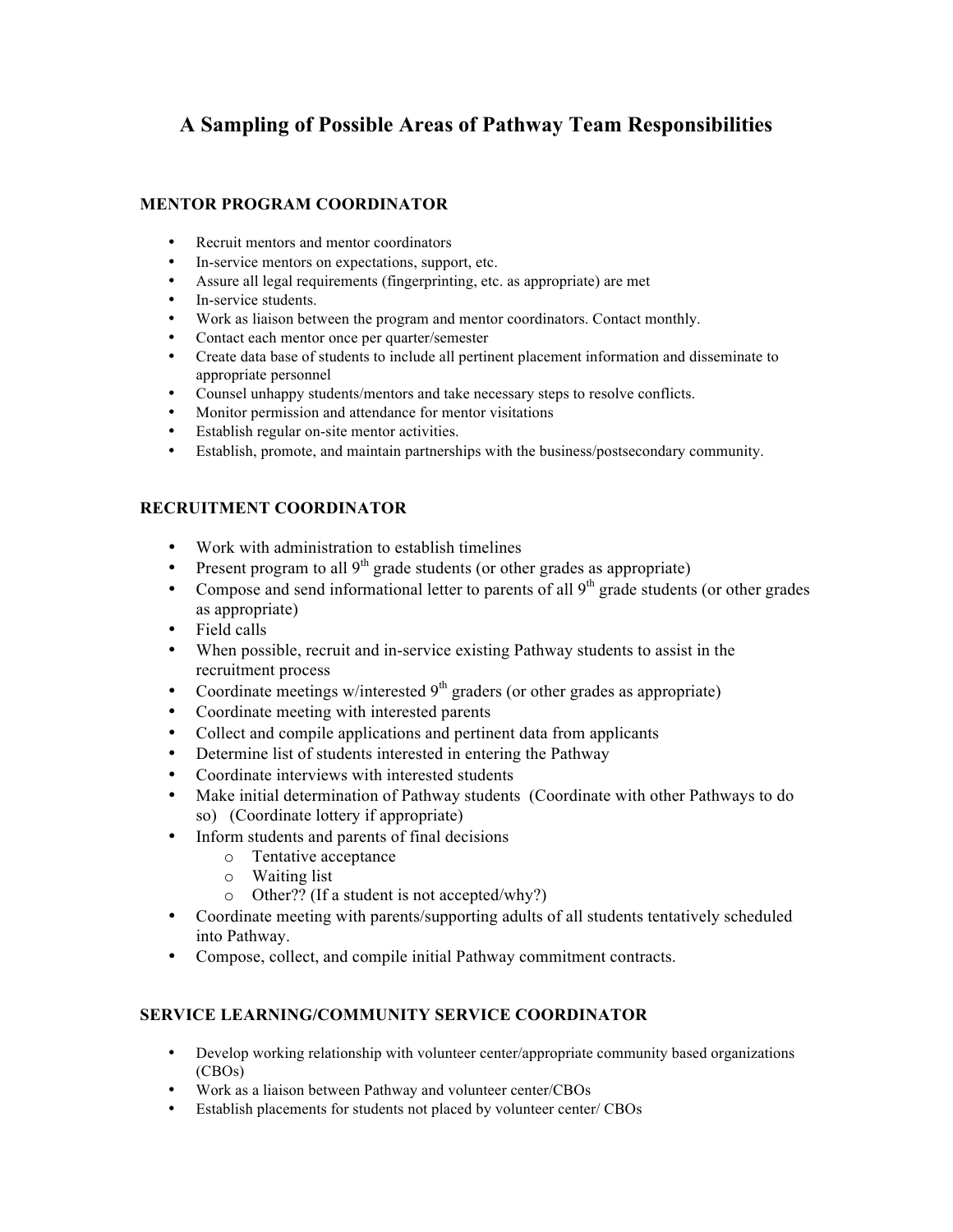# A Sampling of Possible Areas of Pathway Team Responsibilities

## MENTOR PROGRAM COORDINATOR

- Recruit mentors and mentor coordinators
- In-service mentors on expectations, support, etc.
- Assure all legal requirements (fingerprinting, etc. as appropriate) are met
- In-service students.
- Work as liaison between the program and mentor coordinators. Contact monthly.
- Contact each mentor once per quarter/semester
- Create data base of students to include all pertinent placement information and disseminate to appropriate personnel
- Counsel unhappy students/mentors and take necessary steps to resolve conflicts.
- Monitor permission and attendance for mentor visitations
- Establish regular on-site mentor activities.
- Establish, promote, and maintain partnerships with the business/postsecondary community.

## RECRUITMENT COORDINATOR

- Work with administration to establish timelines
- Present program to all 9th grade students (or other grades as appropriate)
- Compose and send informational letter to parents of all 9th grade students (or other grades as appropriate)
- Field calls
- When possible, recruit and in-service existing Pathway students to assist in the recruitment process
- Coordinate meetings w/interested 9th graders (or other grades as appropriate)
- Coordinate meeting with interested parents
- Collect and compile applications and pertinent data from applicants
- Determine list of students interested in entering the Pathway
- Coordinate interviews with interested students
- Make initial determination of Pathway students (Coordinate with other Pathways to do so) (Coordinate lottery if appropriate)
- Inform students and parents of final decisions
  - Tentative acceptance
  - Waiting list
  - Other?? (If a student is not accepted/why?)
- Coordinate meeting with parents/supporting adults of all students tentatively scheduled into Pathway.
- Compose, collect, and compile initial Pathway commitment contracts.

## SERVICE LEARNING/COMMUNITY SERVICE COORDINATOR

- Develop working relationship with volunteer center/appropriate community based organizations (CBOs)
- Work as a liaison between Pathway and volunteer center/CBOs
- Establish placements for students not placed by volunteer center/ CBOs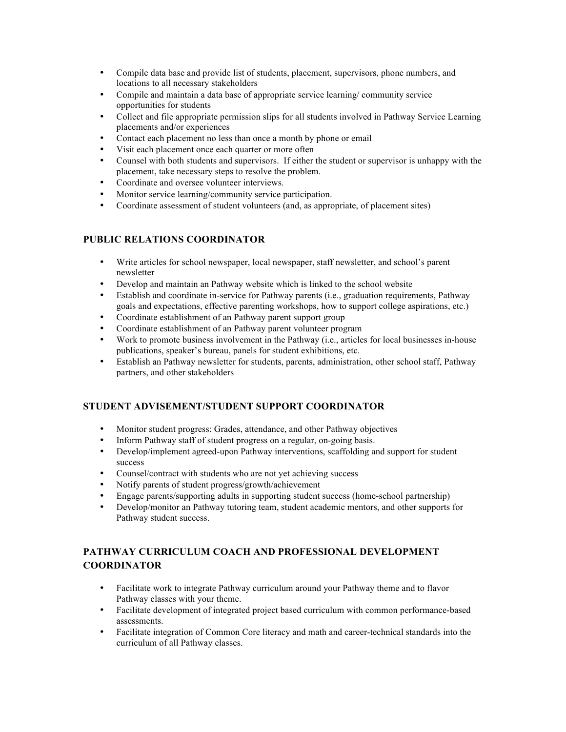- Compile data base and provide list of students, placement, supervisors, phone numbers, and locations to all necessary stakeholders
- Compile and maintain a data base of appropriate service learning/ community service opportunities for students
- Collect and file appropriate permission slips for all students involved in Pathway Service Learning placements and/or experiences
- Contact each placement no less than once a month by phone or email
- Visit each placement once each quarter or more often
- Counsel with both students and supervisors. If either the student or supervisor is unhappy with the placement, take necessary steps to resolve the problem.
- Coordinate and oversee volunteer interviews.
- Monitor service learning/community service participation.
- Coordinate assessment of student volunteers (and, as appropriate, of placement sites)

## PUBLIC RELATIONS COORDINATOR

- Write articles for school newspaper, local newspaper, staff newsletter, and school's parent newsletter
- Develop and maintain an Pathway website which is linked to the school website
- Establish and coordinate in-service for Pathway parents (i.e., graduation requirements, Pathway goals and expectations, effective parenting workshops, how to support college aspirations, etc.)
- Coordinate establishment of an Pathway parent support group
- Coordinate establishment of an Pathway parent volunteer program
- Work to promote business involvement in the Pathway (i.e., articles for local businesses in-house publications, speaker's bureau, panels for student exhibitions, etc.
- Establish an Pathway newsletter for students, parents, administration, other school staff, Pathway partners, and other stakeholders

## STUDENT ADVISEMENT/STUDENT SUPPORT COORDINATOR

- Monitor student progress: Grades, attendance, and other Pathway objectives
- Inform Pathway staff of student progress on a regular, on-going basis.
- Develop/implement agreed-upon Pathway interventions, scaffolding and support for student success
- Counsel/contract with students who are not yet achieving success
- Notify parents of student progress/growth/achievement
- Engage parents/supporting adults in supporting student success (home-school partnership)
- Develop/monitor an Pathway tutoring team, student academic mentors, and other supports for Pathway student success.

## PATHWAY CURRICULUM COACH AND PROFESSIONAL DEVELOPMENT COORDINATOR

- Facilitate work to integrate Pathway curriculum around your Pathway theme and to flavor Pathway classes with your theme.
- Facilitate development of integrated project based curriculum with common performance-based assessments.
- Facilitate integration of Common Core literacy and math and career-technical standards into the curriculum of all Pathway classes.